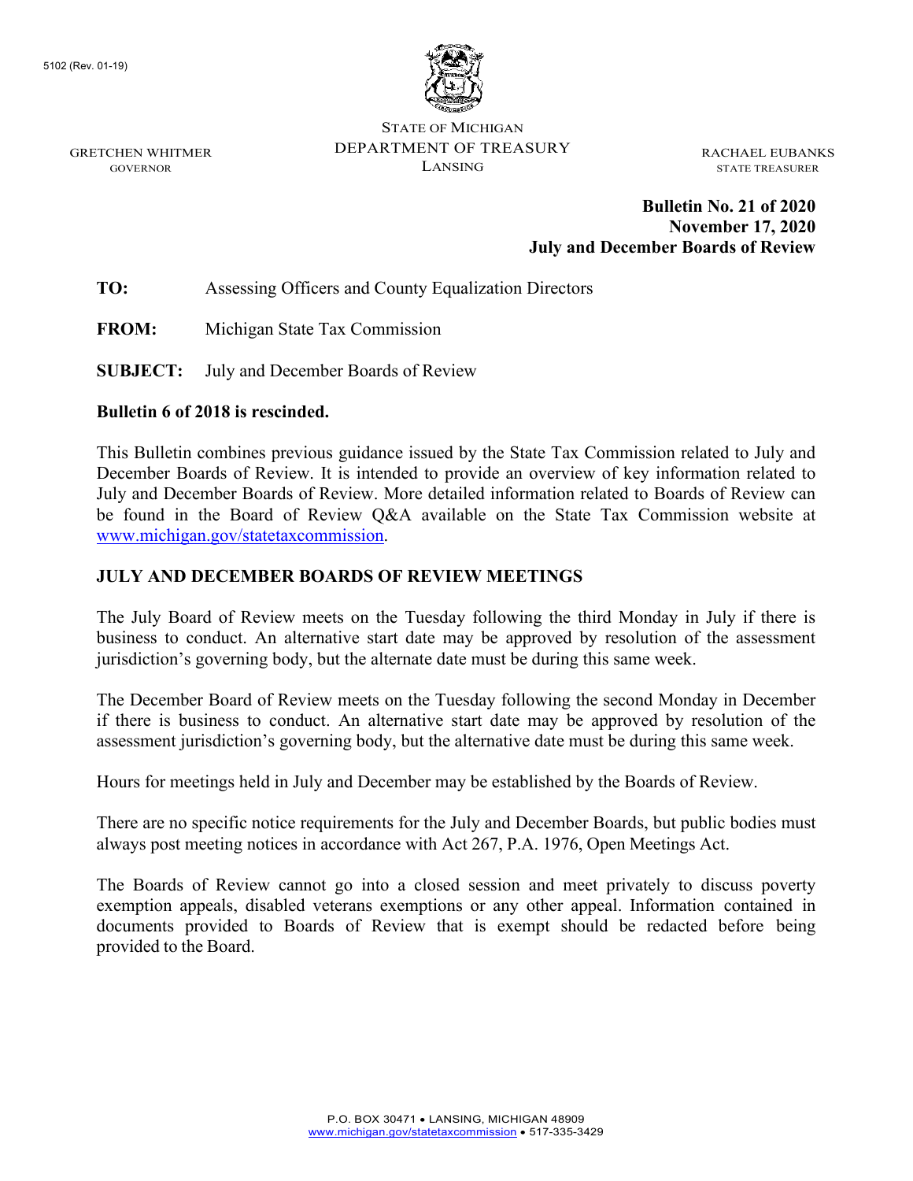5102 (Rev. 01-19)

STATE OF MICHIGAN
DEPARTMENT OF TREASURY
LANSING

GRETCHEN WHITMER
GOVERNOR

RACHAEL EUBANKS
STATE TREASURER

**Bulletin No. 21 of 2020**
**November 17, 2020**
**July and December Boards of Review**

**TO:** Assessing Officers and County Equalization Directors

**FROM:** Michigan State Tax Commission

**SUBJECT:** July and December Boards of Review

**Bulletin 6 of 2018 is rescinded.**

This Bulletin combines previous guidance issued by the State Tax Commission related to July and December Boards of Review. It is intended to provide an overview of key information related to July and December Boards of Review. More detailed information related to Boards of Review can be found in the Board of Review Q&A available on the State Tax Commission website at www.michigan.gov/statetaxcommission.

## JULY AND DECEMBER BOARDS OF REVIEW MEETINGS

The July Board of Review meets on the Tuesday following the third Monday in July if there is business to conduct. An alternative start date may be approved by resolution of the assessment jurisdiction's governing body, but the alternate date must be during this same week.

The December Board of Review meets on the Tuesday following the second Monday in December if there is business to conduct. An alternative start date may be approved by resolution of the assessment jurisdiction's governing body, but the alternative date must be during this same week.

Hours for meetings held in July and December may be established by the Boards of Review.

There are no specific notice requirements for the July and December Boards, but public bodies must always post meeting notices in accordance with Act 267, P.A. 1976, Open Meetings Act.

The Boards of Review cannot go into a closed session and meet privately to discuss poverty exemption appeals, disabled veterans exemptions or any other appeal. Information contained in documents provided to Boards of Review that is exempt should be redacted before being provided to the Board.

P.O. BOX 30471 • LANSING, MICHIGAN 48909
www.michigan.gov/statetaxcommission • 517-335-3429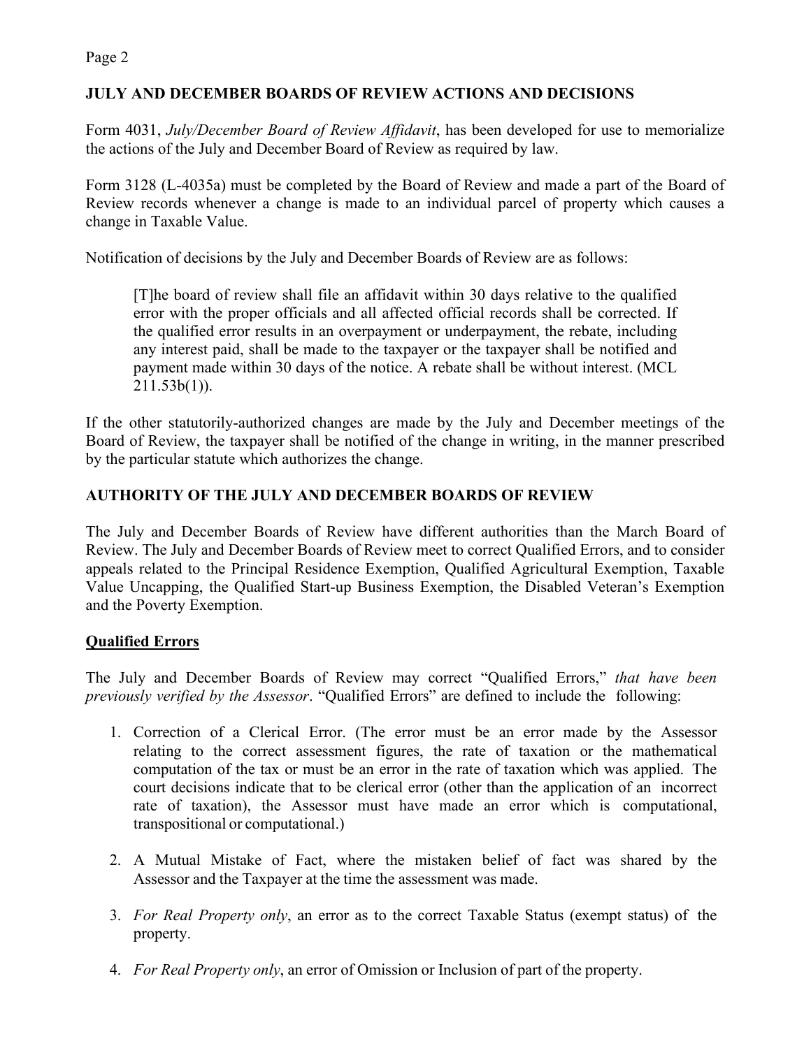## JULY AND DECEMBER BOARDS OF REVIEW ACTIONS AND DECISIONS

Form 4031, *July/December Board of Review Affidavit*, has been developed for use to memorialize the actions of the July and December Board of Review as required by law.

Form 3128 (L-4035a) must be completed by the Board of Review and made a part of the Board of Review records whenever a change is made to an individual parcel of property which causes a change in Taxable Value.

Notification of decisions by the July and December Boards of Review are as follows:

> [T]he board of review shall file an affidavit within 30 days relative to the qualified error with the proper officials and all affected official records shall be corrected. If the qualified error results in an overpayment or underpayment, the rebate, including any interest paid, shall be made to the taxpayer or the taxpayer shall be notified and payment made within 30 days of the notice. A rebate shall be without interest. (MCL 211.53b(1)).

If the other statutorily-authorized changes are made by the July and December meetings of the Board of Review, the taxpayer shall be notified of the change in writing, in the manner prescribed by the particular statute which authorizes the change.

## AUTHORITY OF THE JULY AND DECEMBER BOARDS OF REVIEW

The July and December Boards of Review have different authorities than the March Board of Review. The July and December Boards of Review meet to correct Qualified Errors, and to consider appeals related to the Principal Residence Exemption, Qualified Agricultural Exemption, Taxable Value Uncapping, the Qualified Start-up Business Exemption, the Disabled Veteran's Exemption and the Poverty Exemption.

### Qualified Errors

The July and December Boards of Review may correct "Qualified Errors," *that have been previously verified by the Assessor*. "Qualified Errors" are defined to include the following:

1. Correction of a Clerical Error. (The error must be an error made by the Assessor relating to the correct assessment figures, the rate of taxation or the mathematical computation of the tax or must be an error in the rate of taxation which was applied. The court decisions indicate that to be clerical error (other than the application of an incorrect rate of taxation), the Assessor must have made an error which is computational, transpositional or computational.)

2. A Mutual Mistake of Fact, where the mistaken belief of fact was shared by the Assessor and the Taxpayer at the time the assessment was made.

3. *For Real Property only*, an error as to the correct Taxable Status (exempt status) of the property.

4. *For Real Property only*, an error of Omission or Inclusion of part of the property.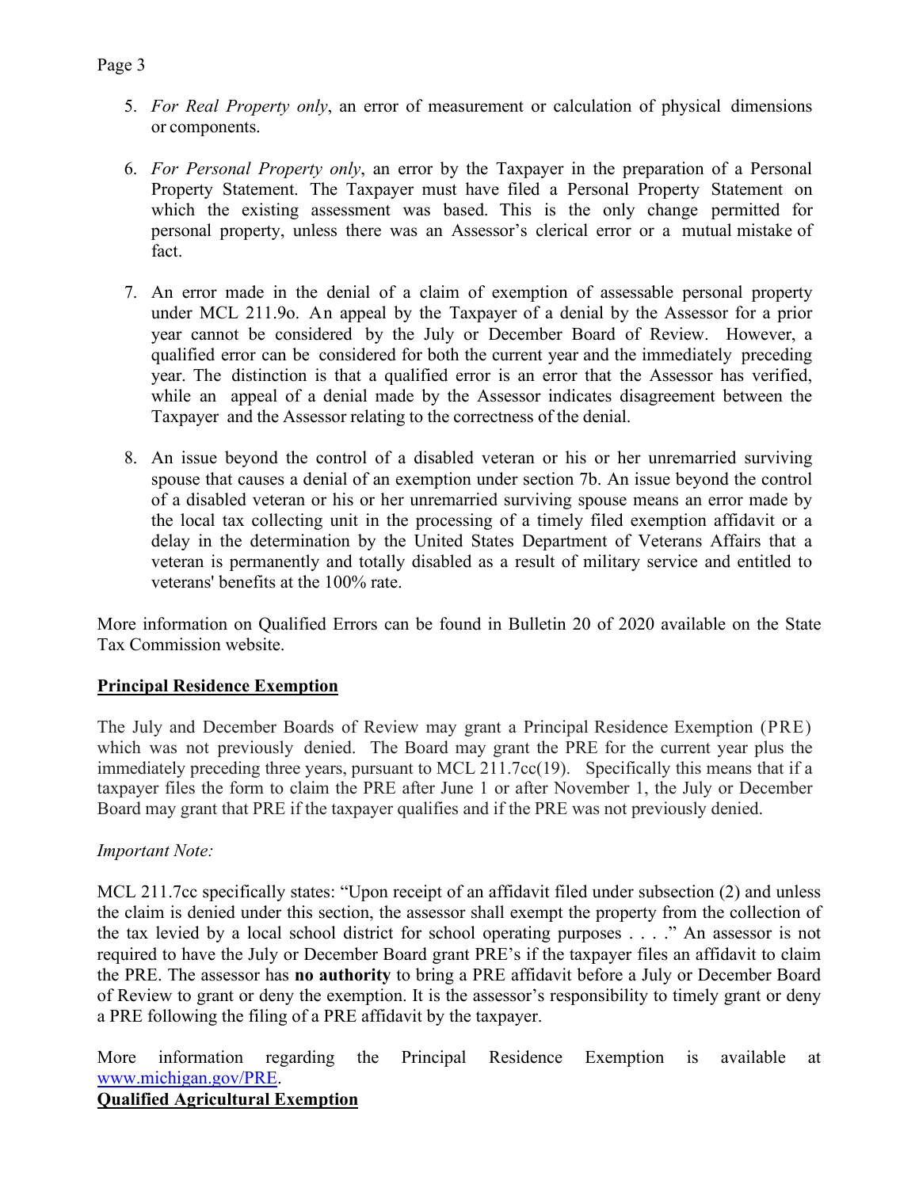5. *For Real Property only*, an error of measurement or calculation of physical dimensions or components.

6. *For Personal Property only*, an error by the Taxpayer in the preparation of a Personal Property Statement. The Taxpayer must have filed a Personal Property Statement on which the existing assessment was based. This is the only change permitted for personal property, unless there was an Assessor's clerical error or a mutual mistake of fact.

7. An error made in the denial of a claim of exemption of assessable personal property under MCL 211.9o. An appeal by the Taxpayer of a denial by the Assessor for a prior year cannot be considered by the July or December Board of Review. However, a qualified error can be considered for both the current year and the immediately preceding year. The distinction is that a qualified error is an error that the Assessor has verified, while an appeal of a denial made by the Assessor indicates disagreement between the Taxpayer and the Assessor relating to the correctness of the denial.

8. An issue beyond the control of a disabled veteran or his or her unremarried surviving spouse that causes a denial of an exemption under section 7b. An issue beyond the control of a disabled veteran or his or her unremarried surviving spouse means an error made by the local tax collecting unit in the processing of a timely filed exemption affidavit or a delay in the determination by the United States Department of Veterans Affairs that a veteran is permanently and totally disabled as a result of military service and entitled to veterans' benefits at the 100% rate.

More information on Qualified Errors can be found in Bulletin 20 of 2020 available on the State Tax Commission website.

## Principal Residence Exemption

The July and December Boards of Review may grant a Principal Residence Exemption (PRE) which was not previously denied. The Board may grant the PRE for the current year plus the immediately preceding three years, pursuant to MCL 211.7cc(19). Specifically this means that if a taxpayer files the form to claim the PRE after June 1 or after November 1, the July or December Board may grant that PRE if the taxpayer qualifies and if the PRE was not previously denied.

*Important Note:*

MCL 211.7cc specifically states: "Upon receipt of an affidavit filed under subsection (2) and unless the claim is denied under this section, the assessor shall exempt the property from the collection of the tax levied by a local school district for school operating purposes . . . ." An assessor is not required to have the July or December Board grant PRE's if the taxpayer files an affidavit to claim the PRE. The assessor has **no authority** to bring a PRE affidavit before a July or December Board of Review to grant or deny the exemption. It is the assessor's responsibility to timely grant or deny a PRE following the filing of a PRE affidavit by the taxpayer.

More information regarding the Principal Residence Exemption is available at www.michigan.gov/PRE.

## Qualified Agricultural Exemption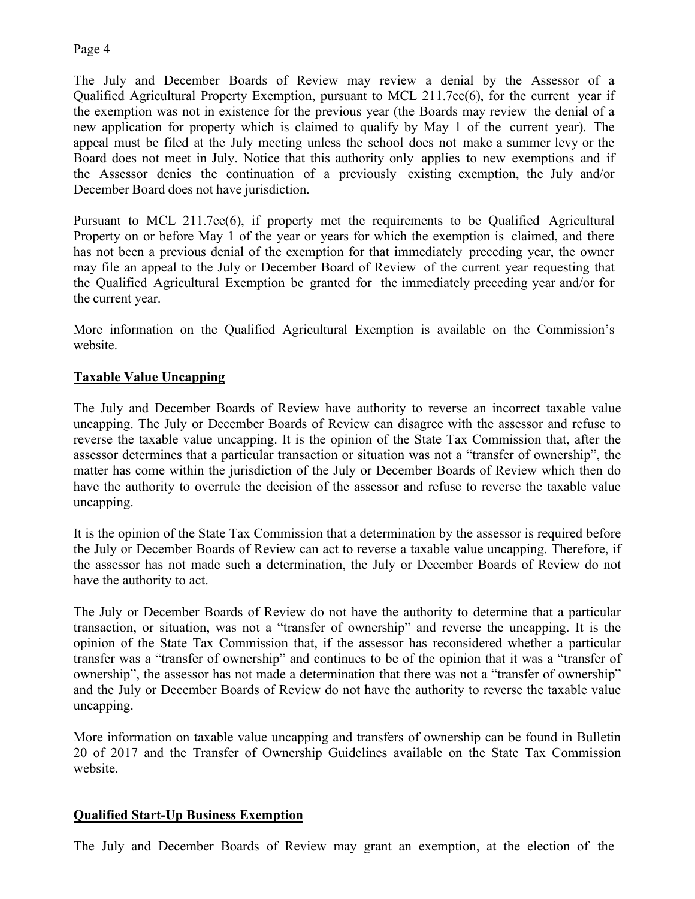The July and December Boards of Review may review a denial by the Assessor of a Qualified Agricultural Property Exemption, pursuant to MCL 211.7ee(6), for the current year if the exemption was not in existence for the previous year (the Boards may review the denial of a new application for property which is claimed to qualify by May 1 of the current year). The appeal must be filed at the July meeting unless the school does not make a summer levy or the Board does not meet in July. Notice that this authority only applies to new exemptions and if the Assessor denies the continuation of a previously existing exemption, the July and/or December Board does not have jurisdiction.

Pursuant to MCL 211.7ee(6), if property met the requirements to be Qualified Agricultural Property on or before May 1 of the year or years for which the exemption is claimed, and there has not been a previous denial of the exemption for that immediately preceding year, the owner may file an appeal to the July or December Board of Review of the current year requesting that the Qualified Agricultural Exemption be granted for the immediately preceding year and/or for the current year.

More information on the Qualified Agricultural Exemption is available on the Commission's website.

## Taxable Value Uncapping

The July and December Boards of Review have authority to reverse an incorrect taxable value uncapping. The July or December Boards of Review can disagree with the assessor and refuse to reverse the taxable value uncapping. It is the opinion of the State Tax Commission that, after the assessor determines that a particular transaction or situation was not a "transfer of ownership", the matter has come within the jurisdiction of the July or December Boards of Review which then do have the authority to overrule the decision of the assessor and refuse to reverse the taxable value uncapping.

It is the opinion of the State Tax Commission that a determination by the assessor is required before the July or December Boards of Review can act to reverse a taxable value uncapping. Therefore, if the assessor has not made such a determination, the July or December Boards of Review do not have the authority to act.

The July or December Boards of Review do not have the authority to determine that a particular transaction, or situation, was not a "transfer of ownership" and reverse the uncapping. It is the opinion of the State Tax Commission that, if the assessor has reconsidered whether a particular transfer was a "transfer of ownership" and continues to be of the opinion that it was a "transfer of ownership", the assessor has not made a determination that there was not a "transfer of ownership" and the July or December Boards of Review do not have the authority to reverse the taxable value uncapping.

More information on taxable value uncapping and transfers of ownership can be found in Bulletin 20 of 2017 and the Transfer of Ownership Guidelines available on the State Tax Commission website.

## Qualified Start-Up Business Exemption

The July and December Boards of Review may grant an exemption, at the election of the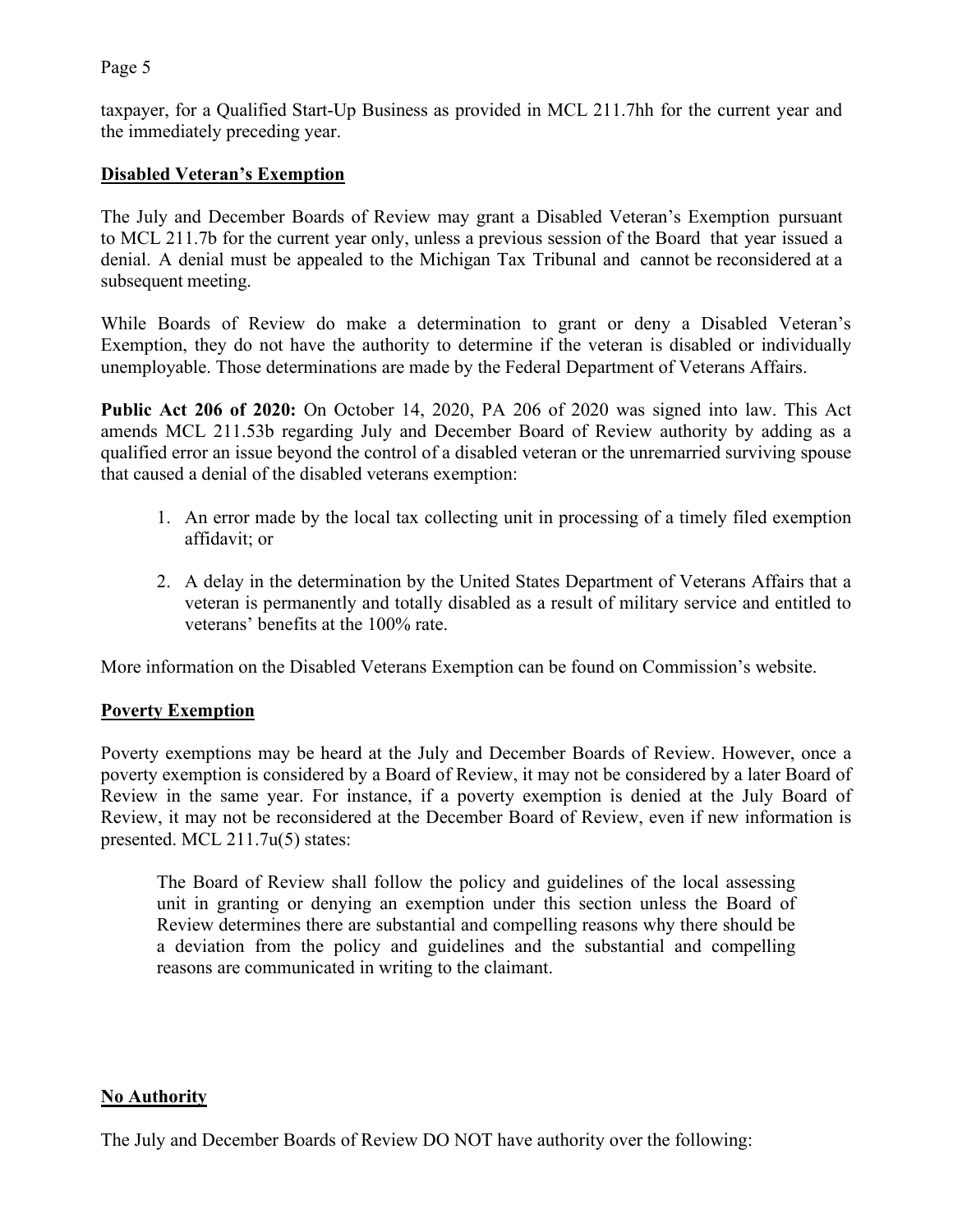taxpayer, for a Qualified Start-Up Business as provided in MCL 211.7hh for the current year and the immediately preceding year.

## Disabled Veteran's Exemption

The July and December Boards of Review may grant a Disabled Veteran's Exemption pursuant to MCL 211.7b for the current year only, unless a previous session of the Board that year issued a denial. A denial must be appealed to the Michigan Tax Tribunal and cannot be reconsidered at a subsequent meeting.

While Boards of Review do make a determination to grant or deny a Disabled Veteran's Exemption, they do not have the authority to determine if the veteran is disabled or individually unemployable. Those determinations are made by the Federal Department of Veterans Affairs.

**Public Act 206 of 2020:** On October 14, 2020, PA 206 of 2020 was signed into law. This Act amends MCL 211.53b regarding July and December Board of Review authority by adding as a qualified error an issue beyond the control of a disabled veteran or the unremarried surviving spouse that caused a denial of the disabled veterans exemption:

1. An error made by the local tax collecting unit in processing of a timely filed exemption affidavit; or
2. A delay in the determination by the United States Department of Veterans Affairs that a veteran is permanently and totally disabled as a result of military service and entitled to veterans' benefits at the 100% rate.

More information on the Disabled Veterans Exemption can be found on Commission's website.

## Poverty Exemption

Poverty exemptions may be heard at the July and December Boards of Review. However, once a poverty exemption is considered by a Board of Review, it may not be considered by a later Board of Review in the same year. For instance, if a poverty exemption is denied at the July Board of Review, it may not be reconsidered at the December Board of Review, even if new information is presented. MCL 211.7u(5) states:

> The Board of Review shall follow the policy and guidelines of the local assessing unit in granting or denying an exemption under this section unless the Board of Review determines there are substantial and compelling reasons why there should be a deviation from the policy and guidelines and the substantial and compelling reasons are communicated in writing to the claimant.

## No Authority

The July and December Boards of Review DO NOT have authority over the following: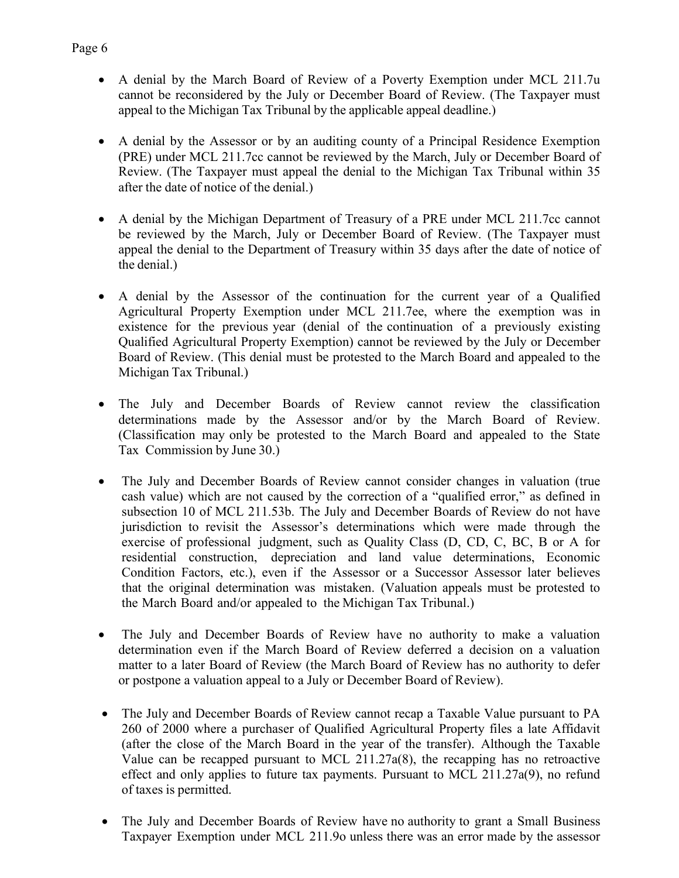- A denial by the March Board of Review of a Poverty Exemption under MCL 211.7u cannot be reconsidered by the July or December Board of Review. (The Taxpayer must appeal to the Michigan Tax Tribunal by the applicable appeal deadline.)

- A denial by the Assessor or by an auditing county of a Principal Residence Exemption (PRE) under MCL 211.7cc cannot be reviewed by the March, July or December Board of Review. (The Taxpayer must appeal the denial to the Michigan Tax Tribunal within 35 after the date of notice of the denial.)

- A denial by the Michigan Department of Treasury of a PRE under MCL 211.7cc cannot be reviewed by the March, July or December Board of Review. (The Taxpayer must appeal the denial to the Department of Treasury within 35 days after the date of notice of the denial.)

- A denial by the Assessor of the continuation for the current year of a Qualified Agricultural Property Exemption under MCL 211.7ee, where the exemption was in existence for the previous year (denial of the continuation of a previously existing Qualified Agricultural Property Exemption) cannot be reviewed by the July or December Board of Review. (This denial must be protested to the March Board and appealed to the Michigan Tax Tribunal.)

- The July and December Boards of Review cannot review the classification determinations made by the Assessor and/or by the March Board of Review. (Classification may only be protested to the March Board and appealed to the State Tax Commission by June 30.)

- The July and December Boards of Review cannot consider changes in valuation (true cash value) which are not caused by the correction of a "qualified error," as defined in subsection 10 of MCL 211.53b. The July and December Boards of Review do not have jurisdiction to revisit the Assessor's determinations which were made through the exercise of professional judgment, such as Quality Class (D, CD, C, BC, B or A for residential construction, depreciation and land value determinations, Economic Condition Factors, etc.), even if the Assessor or a Successor Assessor later believes that the original determination was mistaken. (Valuation appeals must be protested to the March Board and/or appealed to the Michigan Tax Tribunal.)

- The July and December Boards of Review have no authority to make a valuation determination even if the March Board of Review deferred a decision on a valuation matter to a later Board of Review (the March Board of Review has no authority to defer or postpone a valuation appeal to a July or December Board of Review).

- The July and December Boards of Review cannot recap a Taxable Value pursuant to PA 260 of 2000 where a purchaser of Qualified Agricultural Property files a late Affidavit (after the close of the March Board in the year of the transfer). Although the Taxable Value can be recapped pursuant to MCL 211.27a(8), the recapping has no retroactive effect and only applies to future tax payments. Pursuant to MCL 211.27a(9), no refund of taxes is permitted.

- The July and December Boards of Review have no authority to grant a Small Business Taxpayer Exemption under MCL 211.9o unless there was an error made by the assessor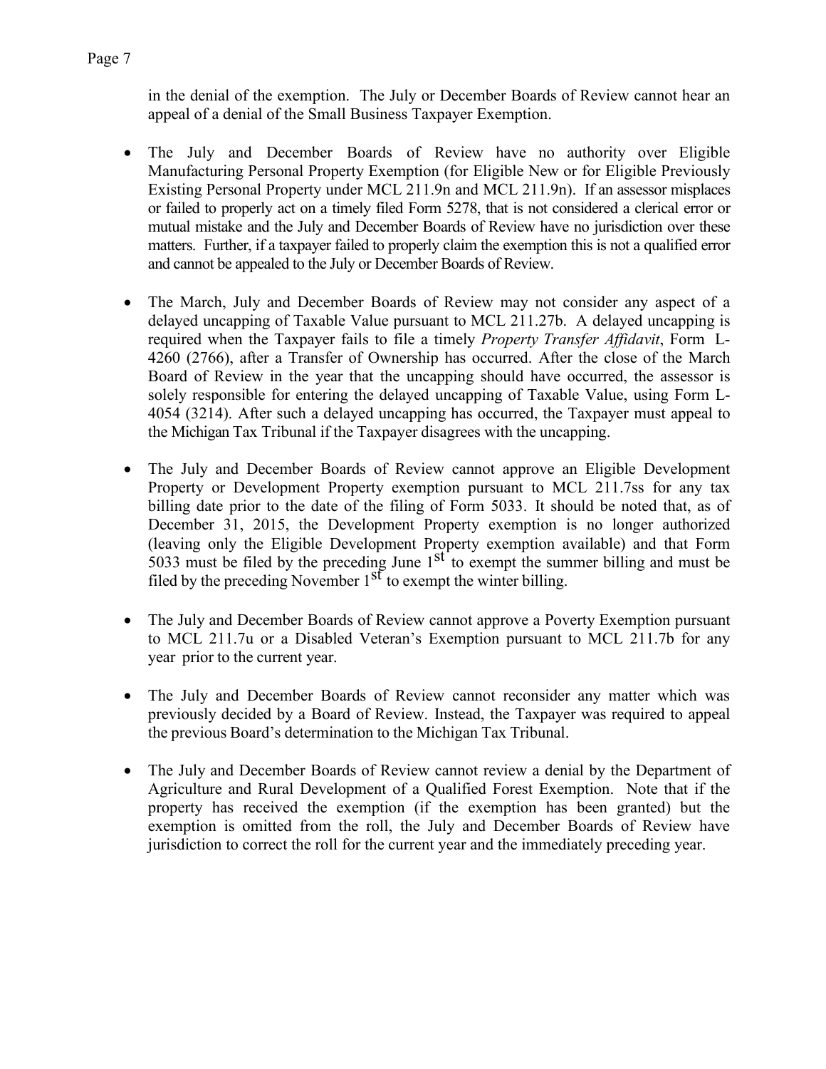in the denial of the exemption. The July or December Boards of Review cannot hear an appeal of a denial of the Small Business Taxpayer Exemption.

- The July and December Boards of Review have no authority over Eligible Manufacturing Personal Property Exemption (for Eligible New or for Eligible Previously Existing Personal Property under MCL 211.9n and MCL 211.9n). If an assessor misplaces or failed to properly act on a timely filed Form 5278, that is not considered a clerical error or mutual mistake and the July and December Boards of Review have no jurisdiction over these matters. Further, if a taxpayer failed to properly claim the exemption this is not a qualified error and cannot be appealed to the July or December Boards of Review.

- The March, July and December Boards of Review may not consider any aspect of a delayed uncapping of Taxable Value pursuant to MCL 211.27b. A delayed uncapping is required when the Taxpayer fails to file a timely *Property Transfer Affidavit*, Form L-4260 (2766), after a Transfer of Ownership has occurred. After the close of the March Board of Review in the year that the uncapping should have occurred, the assessor is solely responsible for entering the delayed uncapping of Taxable Value, using Form L-4054 (3214). After such a delayed uncapping has occurred, the Taxpayer must appeal to the Michigan Tax Tribunal if the Taxpayer disagrees with the uncapping.

- The July and December Boards of Review cannot approve an Eligible Development Property or Development Property exemption pursuant to MCL 211.7ss for any tax billing date prior to the date of the filing of Form 5033. It should be noted that, as of December 31, 2015, the Development Property exemption is no longer authorized (leaving only the Eligible Development Property exemption available) and that Form 5033 must be filed by the preceding June 1st to exempt the summer billing and must be filed by the preceding November 1st to exempt the winter billing.

- The July and December Boards of Review cannot approve a Poverty Exemption pursuant to MCL 211.7u or a Disabled Veteran's Exemption pursuant to MCL 211.7b for any year prior to the current year.

- The July and December Boards of Review cannot reconsider any matter which was previously decided by a Board of Review. Instead, the Taxpayer was required to appeal the previous Board's determination to the Michigan Tax Tribunal.

- The July and December Boards of Review cannot review a denial by the Department of Agriculture and Rural Development of a Qualified Forest Exemption. Note that if the property has received the exemption (if the exemption has been granted) but the exemption is omitted from the roll, the July and December Boards of Review have jurisdiction to correct the roll for the current year and the immediately preceding year.